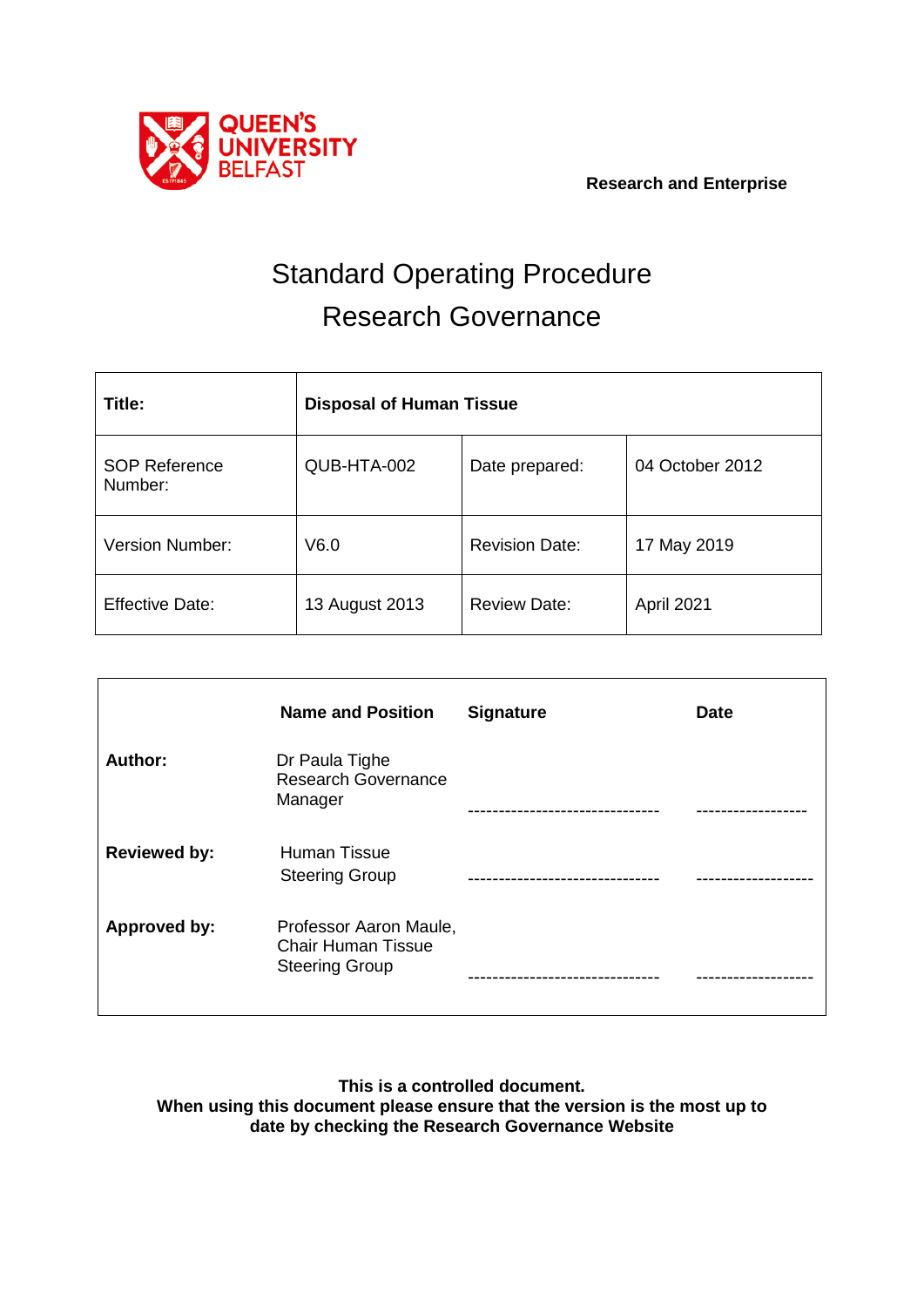QUEEN'S UNIVERSITY BELFAST

**Research and Enterprise**

# Standard Operating Procedure
# Research Governance

| **Title:** | **Disposal of Human Tissue** | | |
|---|---|---|---|
| SOP Reference Number: | QUB-HTA-002 | Date prepared: | 04 October 2012 |
| Version Number: | V6.0 | Revision Date: | 17 May 2019 |
| Effective Date: | 13 August 2013 | Review Date: | April 2021 |

| | **Name and Position** | **Signature** | **Date** |
|---|---|---|---|
| **Author:** | Dr Paula Tighe Research Governance Manager | ------------------------------- | ------------------ |
| **Reviewed by:** | Human Tissue Steering Group | ------------------------------- | ------------------- |
| **Approved by:** | Professor Aaron Maule, Chair Human Tissue Steering Group | ------------------------------- | ------------------- |

**This is a controlled document.**
**When using this document please ensure that the version is the most up to date by checking the Research Governance Website**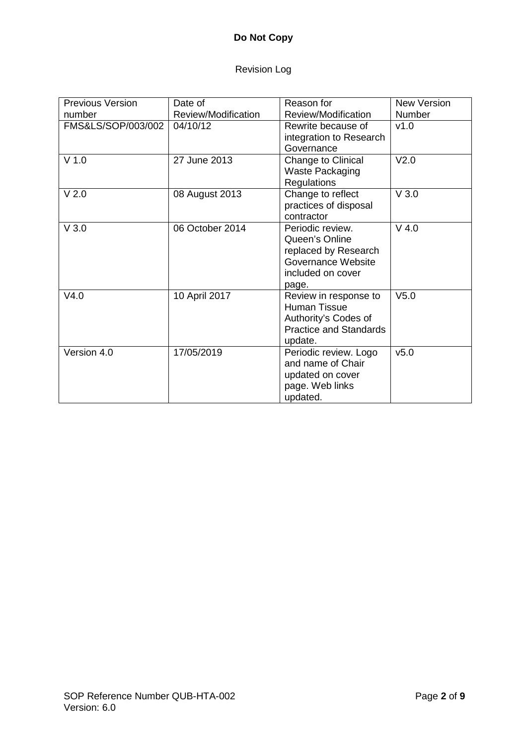**Do Not Copy**

Revision Log

| Previous Version number | Date of Review/Modification | Reason for Review/Modification | New Version Number |
|---|---|---|---|
| FMS&LS/SOP/003/002 | 04/10/12 | Rewrite because of integration to Research Governance | v1.0 |
| V 1.0 | 27 June 2013 | Change to Clinical Waste Packaging Regulations | V2.0 |
| V 2.0 | 08 August 2013 | Change to reflect practices of disposal contractor | V 3.0 |
| V 3.0 | 06 October 2014 | Periodic review. Queen's Online replaced by Research Governance Website included on cover page. | V 4.0 |
| V4.0 | 10 April 2017 | Review in response to Human Tissue Authority's Codes of Practice and Standards update. | V5.0 |
| Version 4.0 | 17/05/2019 | Periodic review. Logo and name of Chair updated on cover page. Web links updated. | v5.0 |

SOP Reference Number QUB-HTA-002
Version: 6.0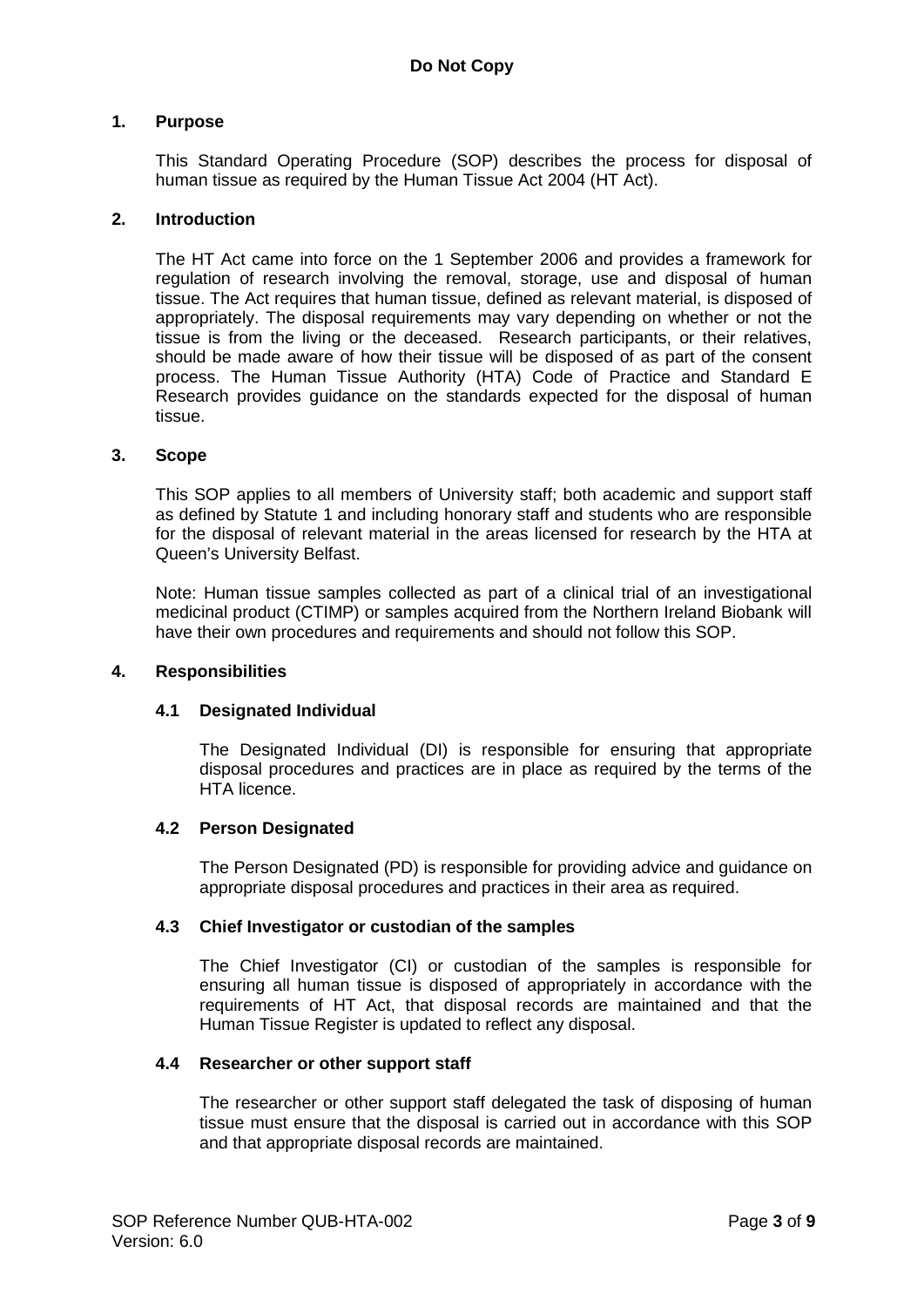## 1. Purpose

This Standard Operating Procedure (SOP) describes the process for disposal of human tissue as required by the Human Tissue Act 2004 (HT Act).

## 2. Introduction

The HT Act came into force on the 1 September 2006 and provides a framework for regulation of research involving the removal, storage, use and disposal of human tissue. The Act requires that human tissue, defined as relevant material, is disposed of appropriately. The disposal requirements may vary depending on whether or not the tissue is from the living or the deceased. Research participants, or their relatives, should be made aware of how their tissue will be disposed of as part of the consent process. The Human Tissue Authority (HTA) Code of Practice and Standard E Research provides guidance on the standards expected for the disposal of human tissue.

## 3. Scope

This SOP applies to all members of University staff; both academic and support staff as defined by Statute 1 and including honorary staff and students who are responsible for the disposal of relevant material in the areas licensed for research by the HTA at Queen's University Belfast.

Note: Human tissue samples collected as part of a clinical trial of an investigational medicinal product (CTIMP) or samples acquired from the Northern Ireland Biobank will have their own procedures and requirements and should not follow this SOP.

## 4. Responsibilities

### 4.1 Designated Individual

The Designated Individual (DI) is responsible for ensuring that appropriate disposal procedures and practices are in place as required by the terms of the HTA licence.

### 4.2 Person Designated

The Person Designated (PD) is responsible for providing advice and guidance on appropriate disposal procedures and practices in their area as required.

### 4.3 Chief Investigator or custodian of the samples

The Chief Investigator (CI) or custodian of the samples is responsible for ensuring all human tissue is disposed of appropriately in accordance with the requirements of HT Act, that disposal records are maintained and that the Human Tissue Register is updated to reflect any disposal.

### 4.4 Researcher or other support staff

The researcher or other support staff delegated the task of disposing of human tissue must ensure that the disposal is carried out in accordance with this SOP and that appropriate disposal records are maintained.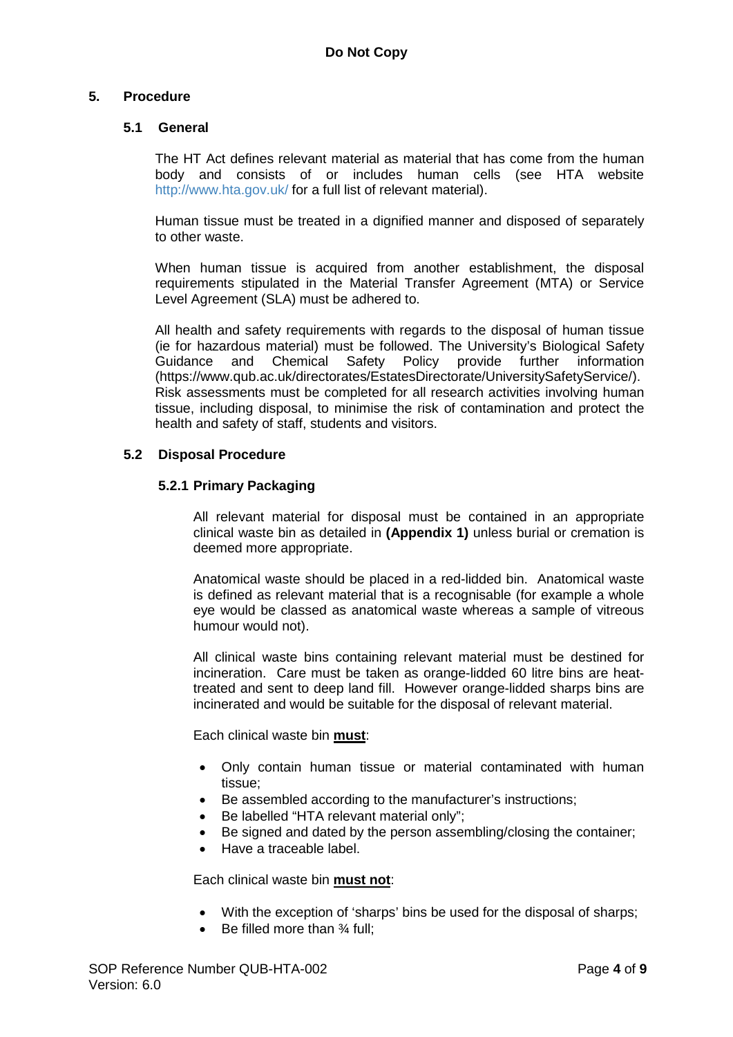## 5. Procedure

### 5.1 General

The HT Act defines relevant material as material that has come from the human body and consists of or includes human cells (see HTA website http://www.hta.gov.uk/ for a full list of relevant material).

Human tissue must be treated in a dignified manner and disposed of separately to other waste.

When human tissue is acquired from another establishment, the disposal requirements stipulated in the Material Transfer Agreement (MTA) or Service Level Agreement (SLA) must be adhered to.

All health and safety requirements with regards to the disposal of human tissue (ie for hazardous material) must be followed. The University's Biological Safety Guidance and Chemical Safety Policy provide further information (https://www.qub.ac.uk/directorates/EstatesDirectorate/UniversitySafetyService/). Risk assessments must be completed for all research activities involving human tissue, including disposal, to minimise the risk of contamination and protect the health and safety of staff, students and visitors.

### 5.2 Disposal Procedure

#### 5.2.1 Primary Packaging

All relevant material for disposal must be contained in an appropriate clinical waste bin as detailed in **(Appendix 1)** unless burial or cremation is deemed more appropriate.

Anatomical waste should be placed in a red-lidded bin. Anatomical waste is defined as relevant material that is a recognisable (for example a whole eye would be classed as anatomical waste whereas a sample of vitreous humour would not).

All clinical waste bins containing relevant material must be destined for incineration. Care must be taken as orange-lidded 60 litre bins are heat-treated and sent to deep land fill. However orange-lidded sharps bins are incinerated and would be suitable for the disposal of relevant material.

Each clinical waste bin **must**:

- Only contain human tissue or material contaminated with human tissue;
- Be assembled according to the manufacturer's instructions;
- Be labelled "HTA relevant material only";
- Be signed and dated by the person assembling/closing the container;
- Have a traceable label.

Each clinical waste bin **must not**:

- With the exception of 'sharps' bins be used for the disposal of sharps;
- Be filled more than ¾ full;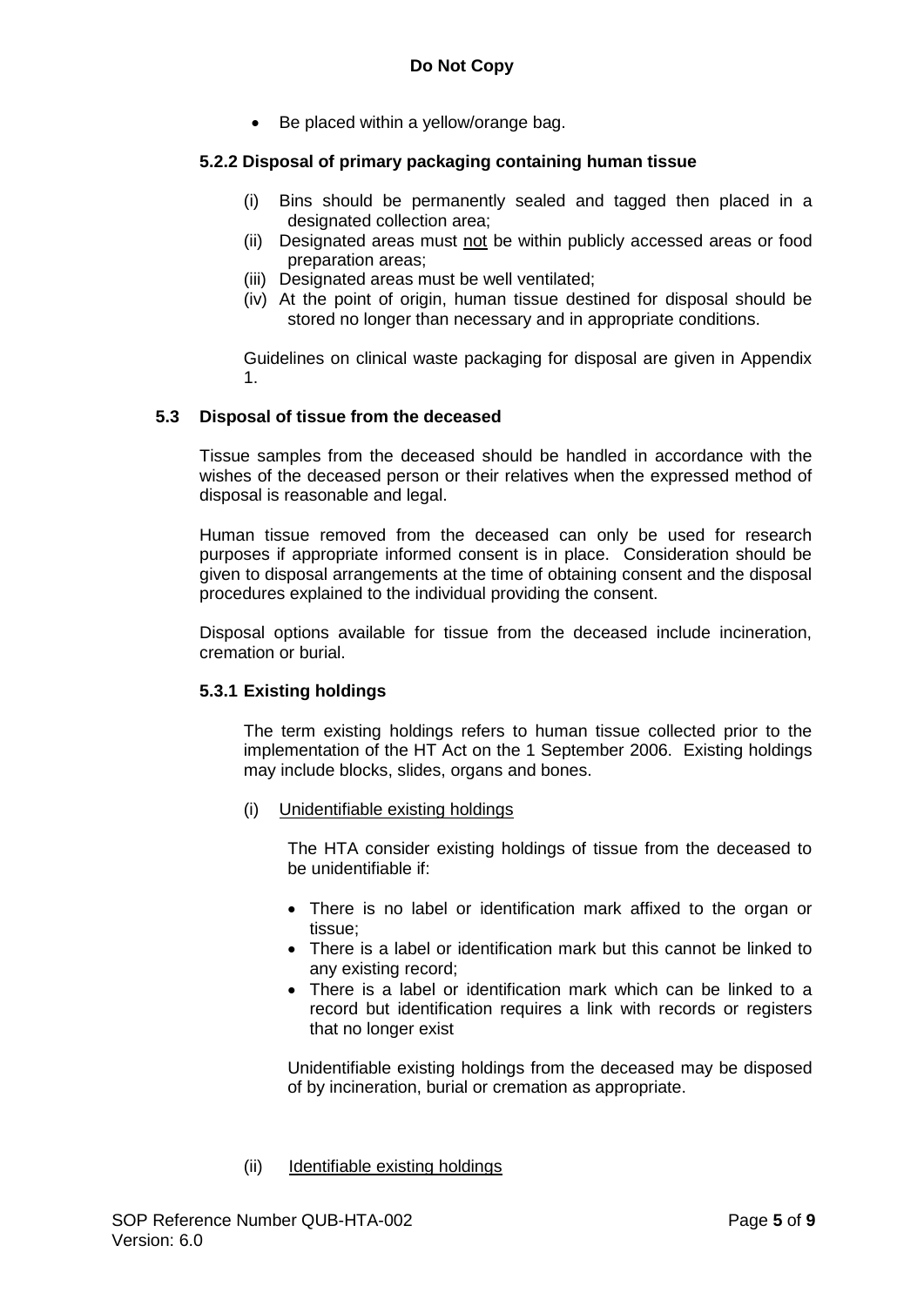- Be placed within a yellow/orange bag.

#### 5.2.2 Disposal of primary packaging containing human tissue

(i) Bins should be permanently sealed and tagged then placed in a designated collection area;
(ii) Designated areas must not be within publicly accessed areas or food preparation areas;
(iii) Designated areas must be well ventilated;
(iv) At the point of origin, human tissue destined for disposal should be stored no longer than necessary and in appropriate conditions.

Guidelines on clinical waste packaging for disposal are given in Appendix 1.

### 5.3 Disposal of tissue from the deceased

Tissue samples from the deceased should be handled in accordance with the wishes of the deceased person or their relatives when the expressed method of disposal is reasonable and legal.

Human tissue removed from the deceased can only be used for research purposes if appropriate informed consent is in place. Consideration should be given to disposal arrangements at the time of obtaining consent and the disposal procedures explained to the individual providing the consent.

Disposal options available for tissue from the deceased include incineration, cremation or burial.

#### 5.3.1 Existing holdings

The term existing holdings refers to human tissue collected prior to the implementation of the HT Act on the 1 September 2006. Existing holdings may include blocks, slides, organs and bones.

(i) Unidentifiable existing holdings

The HTA consider existing holdings of tissue from the deceased to be unidentifiable if:

- There is no label or identification mark affixed to the organ or tissue;
- There is a label or identification mark but this cannot be linked to any existing record;
- There is a label or identification mark which can be linked to a record but identification requires a link with records or registers that no longer exist

Unidentifiable existing holdings from the deceased may be disposed of by incineration, burial or cremation as appropriate.

(ii) Identifiable existing holdings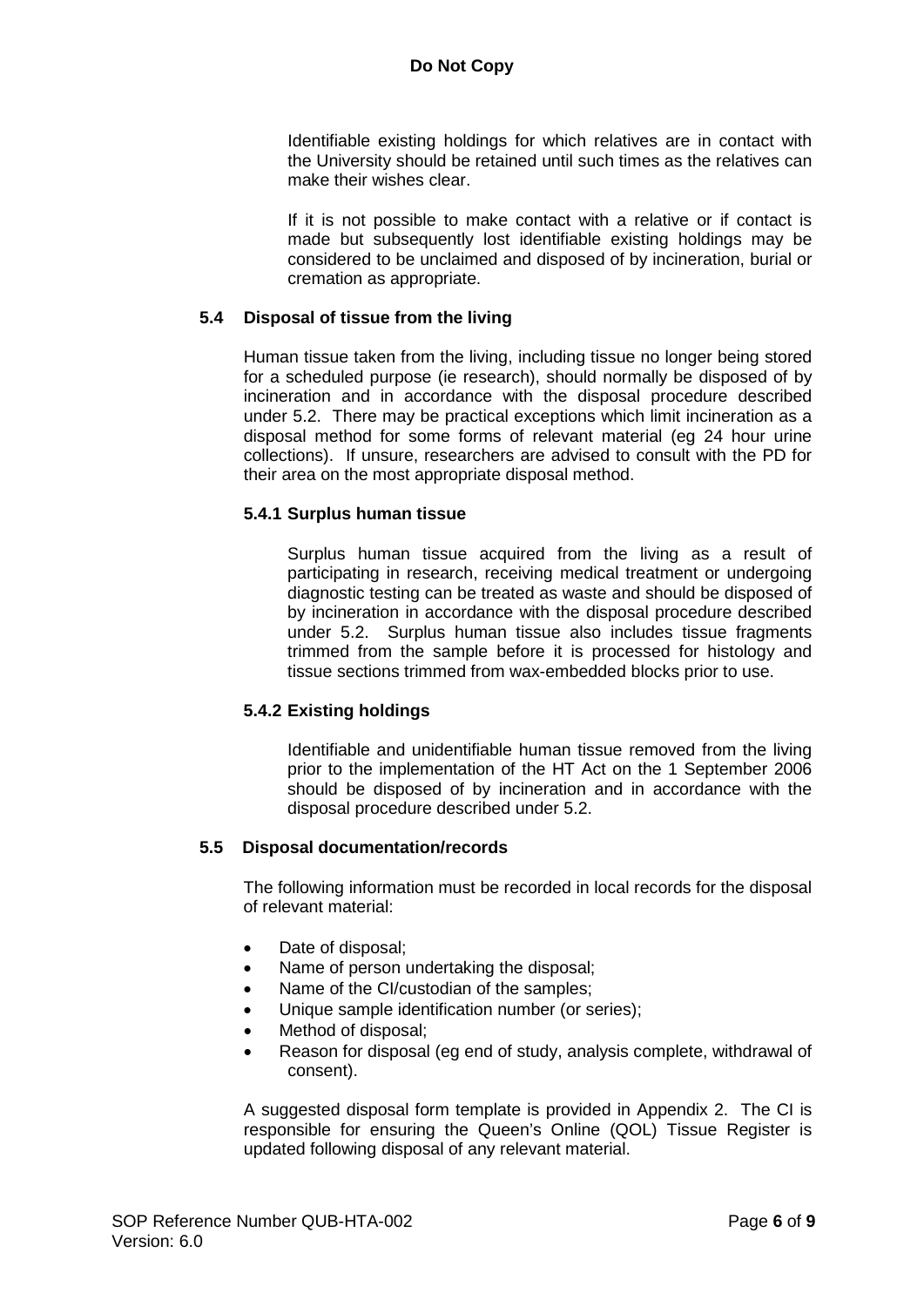Identifiable existing holdings for which relatives are in contact with the University should be retained until such times as the relatives can make their wishes clear.

If it is not possible to make contact with a relative or if contact is made but subsequently lost identifiable existing holdings may be considered to be unclaimed and disposed of by incineration, burial or cremation as appropriate.

### 5.4 Disposal of tissue from the living

Human tissue taken from the living, including tissue no longer being stored for a scheduled purpose (ie research), should normally be disposed of by incineration and in accordance with the disposal procedure described under 5.2. There may be practical exceptions which limit incineration as a disposal method for some forms of relevant material (eg 24 hour urine collections). If unsure, researchers are advised to consult with the PD for their area on the most appropriate disposal method.

#### 5.4.1 Surplus human tissue

Surplus human tissue acquired from the living as a result of participating in research, receiving medical treatment or undergoing diagnostic testing can be treated as waste and should be disposed of by incineration in accordance with the disposal procedure described under 5.2. Surplus human tissue also includes tissue fragments trimmed from the sample before it is processed for histology and tissue sections trimmed from wax-embedded blocks prior to use.

#### 5.4.2 Existing holdings

Identifiable and unidentifiable human tissue removed from the living prior to the implementation of the HT Act on the 1 September 2006 should be disposed of by incineration and in accordance with the disposal procedure described under 5.2.

### 5.5 Disposal documentation/records

The following information must be recorded in local records for the disposal of relevant material:

- Date of disposal;
- Name of person undertaking the disposal;
- Name of the CI/custodian of the samples;
- Unique sample identification number (or series);
- Method of disposal;
- Reason for disposal (eg end of study, analysis complete, withdrawal of consent).

A suggested disposal form template is provided in Appendix 2. The CI is responsible for ensuring the Queen's Online (QOL) Tissue Register is updated following disposal of any relevant material.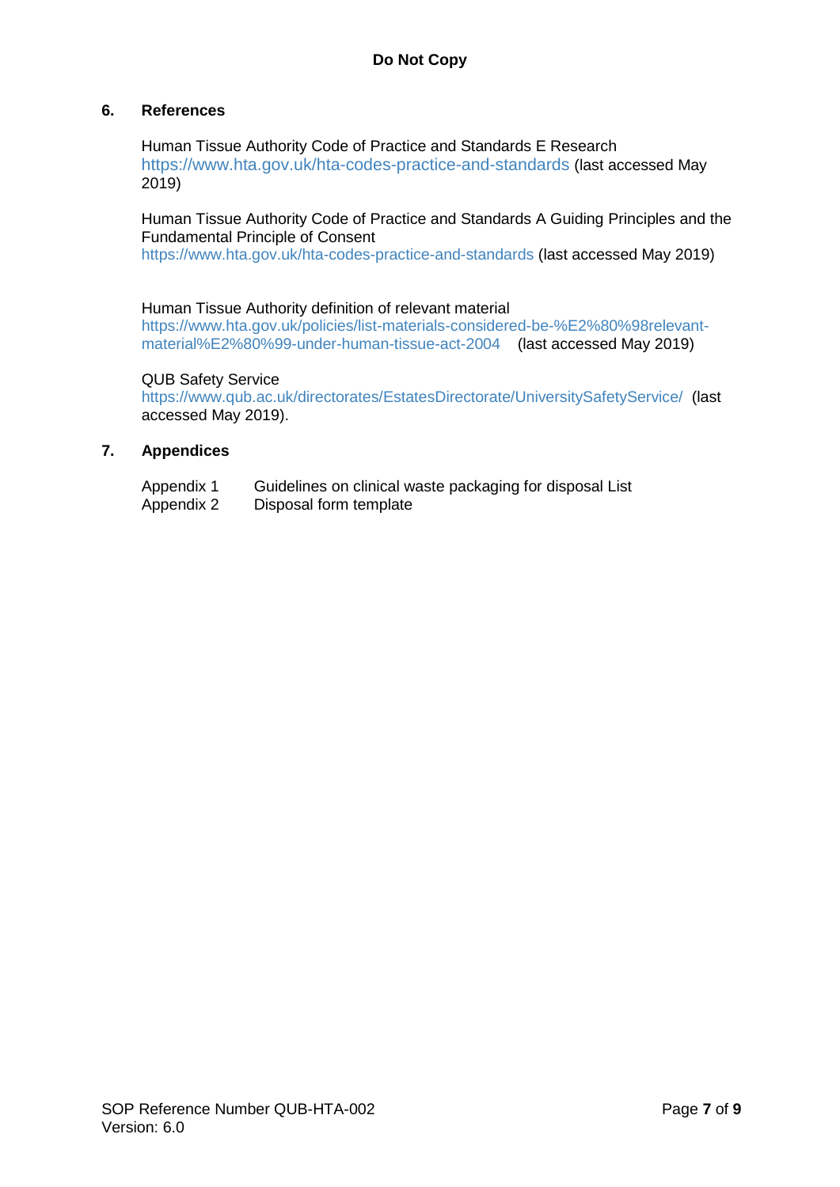## 6. References

Human Tissue Authority Code of Practice and Standards E Research
https://www.hta.gov.uk/hta-codes-practice-and-standards (last accessed May 2019)

Human Tissue Authority Code of Practice and Standards A Guiding Principles and the Fundamental Principle of Consent
https://www.hta.gov.uk/hta-codes-practice-and-standards (last accessed May 2019)

Human Tissue Authority definition of relevant material
https://www.hta.gov.uk/policies/list-materials-considered-be-%E2%80%98relevant-material%E2%80%99-under-human-tissue-act-2004 (last accessed May 2019)

QUB Safety Service
https://www.qub.ac.uk/directorates/EstatesDirectorate/UniversitySafetyService/ (last accessed May 2019).

## 7. Appendices

Appendix 1 Guidelines on clinical waste packaging for disposal List
Appendix 2 Disposal form template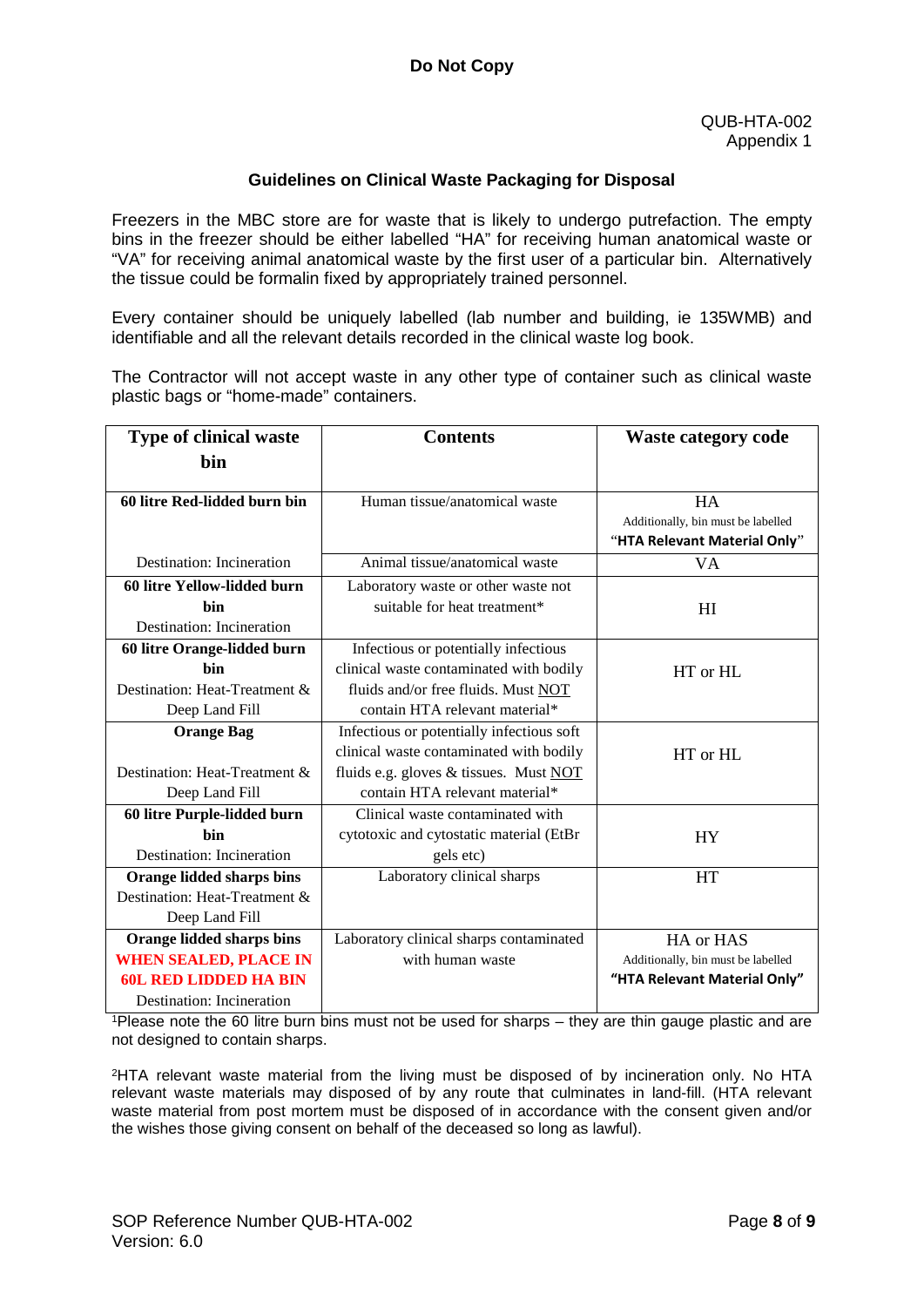**Do Not Copy**

QUB-HTA-002
Appendix 1

### Guidelines on Clinical Waste Packaging for Disposal

Freezers in the MBC store are for waste that is likely to undergo putrefaction. The empty bins in the freezer should be either labelled "HA" for receiving human anatomical waste or "VA" for receiving animal anatomical waste by the first user of a particular bin. Alternatively the tissue could be formalin fixed by appropriately trained personnel.

Every container should be uniquely labelled (lab number and building, ie 135WMB) and identifiable and all the relevant details recorded in the clinical waste log book.

The Contractor will not accept waste in any other type of container such as clinical waste plastic bags or "home-made" containers.

| Type of clinical waste bin | Contents | Waste category code |
|---|---|---|
| **60 litre Red-lidded burn bin** | Human tissue/anatomical waste | HA<br>Additionally, bin must be labelled **"HTA Relevant Material Only"** |
| Destination: Incineration | Animal tissue/anatomical waste | VA |
| **60 litre Yellow-lidded burn bin**<br>Destination: Incineration | Laboratory waste or other waste not suitable for heat treatment* | HI |
| **60 litre Orange-lidded burn bin**<br>Destination: Heat-Treatment & Deep Land Fill | Infectious or potentially infectious clinical waste contaminated with bodily fluids and/or free fluids. Must NOT contain HTA relevant material* | HT or HL |
| **Orange Bag**<br>Destination: Heat-Treatment & Deep Land Fill | Infectious or potentially infectious soft clinical waste contaminated with bodily fluids e.g. gloves & tissues. Must NOT contain HTA relevant material* | HT or HL |
| **60 litre Purple-lidded burn bin**<br>Destination: Incineration | Clinical waste contaminated with cytotoxic and cytostatic material (EtBr gels etc) | HY |
| **Orange lidded sharps bins**<br>Destination: Heat-Treatment & Deep Land Fill | Laboratory clinical sharps | HT |
| **Orange lidded sharps bins**<br>**WHEN SEALED, PLACE IN 60L RED LIDDED HA BIN**<br>Destination: Incineration | Laboratory clinical sharps contaminated with human waste | HA or HAS<br>Additionally, bin must be labelled **"HTA Relevant Material Only"** |

[1]Please note the 60 litre burn bins must not be used for sharps – they are thin gauge plastic and are not designed to contain sharps.

[2]HTA relevant waste material from the living must be disposed of by incineration only. No HTA relevant waste materials may disposed of by any route that culminates in land-fill. (HTA relevant waste material from post mortem must be disposed of in accordance with the consent given and/or the wishes those giving consent on behalf of the deceased so long as lawful).

SOP Reference Number QUB-HTA-002
Version: 6.0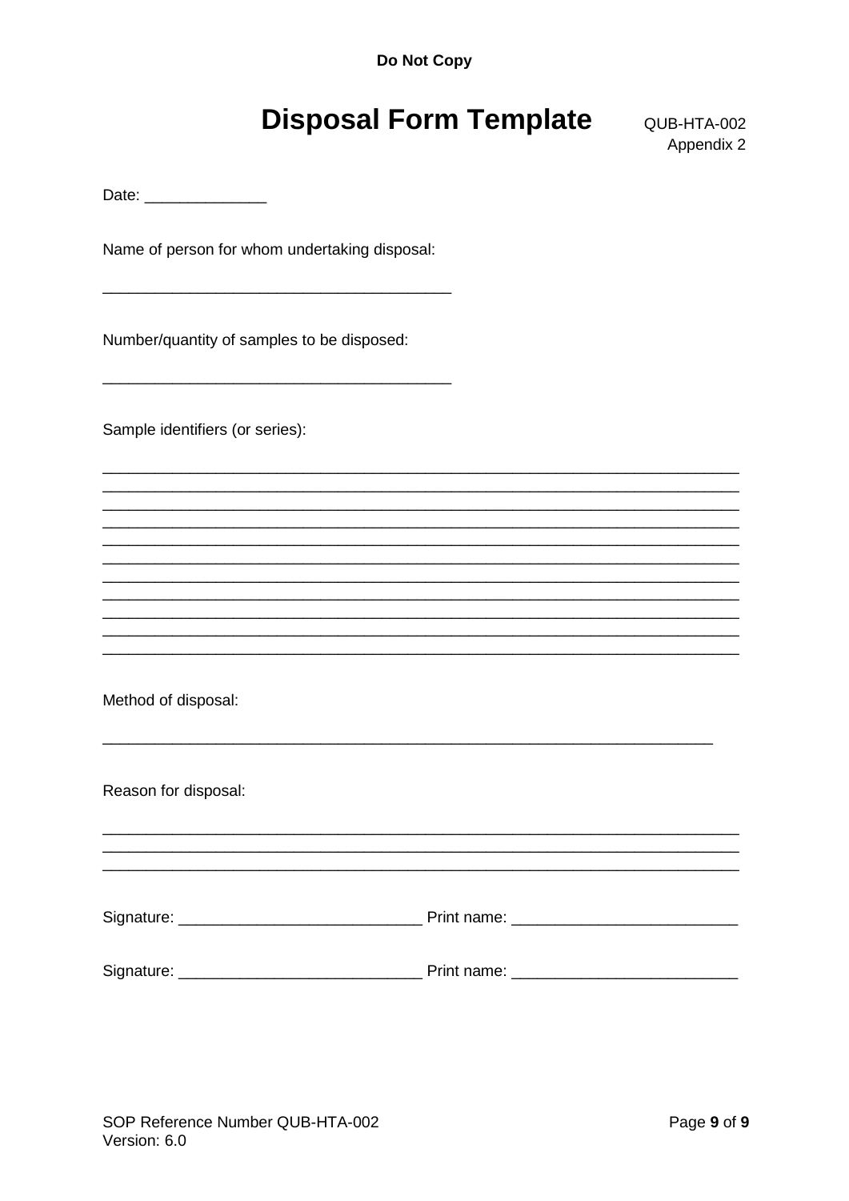**Do Not Copy**

# Disposal Form Template

QUB-HTA-002
Appendix 2

Date: ______________

Name of person for whom undertaking disposal:

________________________________________

Number/quantity of samples to be disposed:

________________________________________

Sample identifiers (or series):

________________________________________________________________________
________________________________________________________________________
________________________________________________________________________
________________________________________________________________________
________________________________________________________________________
________________________________________________________________________
________________________________________________________________________
________________________________________________________________________
________________________________________________________________________
________________________________________________________________________
________________________________________________________________________

Method of disposal:

______________________________________________________________________

Reason for disposal:

________________________________________________________________________
________________________________________________________________________
________________________________________________________________________

Signature: ____________________________ Print name: __________________________

Signature: ____________________________ Print name: __________________________

SOP Reference Number QUB-HTA-002
Version: 6.0